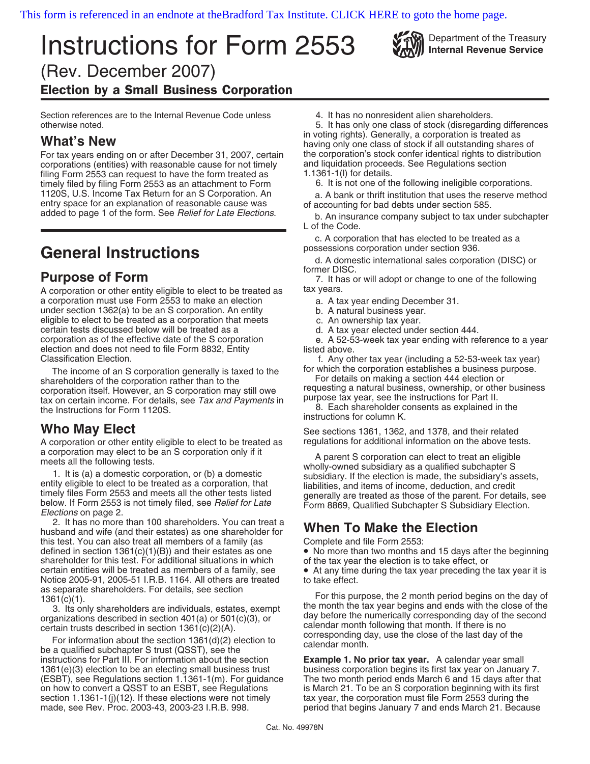This form is referenced in an endnote at theBradford Tax Institute. CLICK HERE to goto the home page.

# Instructions for Form 2553

(Rev. December 2007)

**Election by a Small Business Corporation**

Department of the Treasury
**Internal Revenue Service**

Section references are to the Internal Revenue Code unless otherwise noted.

## What's New

For tax years ending on or after December 31, 2007, certain corporations (entities) with reasonable cause for not timely filing Form 2553 can request to have the form treated as timely filed by filing Form 2553 as an attachment to Form 1120S, U.S. Income Tax Return for an S Corporation. An entry space for an explanation of reasonable cause was added to page 1 of the form. See *Relief for Late Elections*.

# General Instructions

## Purpose of Form

A corporation or other entity eligible to elect to be treated as a corporation must use Form 2553 to make an election under section 1362(a) to be an S corporation. An entity eligible to elect to be treated as a corporation that meets certain tests discussed below will be treated as a corporation as of the effective date of the S corporation election and does not need to file Form 8832, Entity Classification Election.

The income of an S corporation generally is taxed to the shareholders of the corporation rather than to the corporation itself. However, an S corporation may still owe tax on certain income. For details, see *Tax and Payments* in the Instructions for Form 1120S.

## Who May Elect

A corporation or other entity eligible to elect to be treated as a corporation may elect to be an S corporation only if it meets all the following tests.

1. It is (a) a domestic corporation, or (b) a domestic entity eligible to elect to be treated as a corporation, that timely files Form 2553 and meets all the other tests listed below. If Form 2553 is not timely filed, see *Relief for Late Elections* on page 2.

2. It has no more than 100 shareholders. You can treat a husband and wife (and their estates) as one shareholder for this test. You can also treat all members of a family (as defined in section 1361(c)(1)(B)) and their estates as one shareholder for this test. For additional situations in which certain entities will be treated as members of a family, see Notice 2005-91, 2005-51 I.R.B. 1164. All others are treated as separate shareholders. For details, see section 1361(c)(1).

3. Its only shareholders are individuals, estates, exempt organizations described in section 401(a) or 501(c)(3), or certain trusts described in section 1361(c)(2)(A).

For information about the section 1361(d)(2) election to be a qualified subchapter S trust (QSST), see the instructions for Part III. For information about the section 1361(e)(3) election to be an electing small business trust (ESBT), see Regulations section 1.1361-1(m). For guidance on how to convert a QSST to an ESBT, see Regulations section 1.1361-1(j)(12). If these elections were not timely made, see Rev. Proc. 2003-43, 2003-23 I.R.B. 998.

4. It has no nonresident alien shareholders.

5. It has only one class of stock (disregarding differences in voting rights). Generally, a corporation is treated as having only one class of stock if all outstanding shares of the corporation's stock confer identical rights to distribution and liquidation proceeds. See Regulations section 1.1361-1(l) for details.

6. It is not one of the following ineligible corporations.

a. A bank or thrift institution that uses the reserve method of accounting for bad debts under section 585.

b. An insurance company subject to tax under subchapter L of the Code.

c. A corporation that has elected to be treated as a possessions corporation under section 936.

d. A domestic international sales corporation (DISC) or former DISC.

7. It has or will adopt or change to one of the following tax years.

a. A tax year ending December 31.
b. A natural business year.
c. An ownership tax year.
d. A tax year elected under section 444.
e. A 52-53-week tax year ending with reference to a year listed above.
f. Any other tax year (including a 52-53-week tax year) for which the corporation establishes a business purpose.

For details on making a section 444 election or requesting a natural business, ownership, or other business purpose tax year, see the instructions for Part II.

8. Each shareholder consents as explained in the instructions for column K.

See sections 1361, 1362, and 1378, and their related regulations for additional information on the above tests.

A parent S corporation can elect to treat an eligible wholly-owned subsidiary as a qualified subchapter S subsidiary. If the election is made, the subsidiary's assets, liabilities, and items of income, deduction, and credit generally are treated as those of the parent. For details, see Form 8869, Qualified Subchapter S Subsidiary Election.

## When To Make the Election

Complete and file Form 2553:

- No more than two months and 15 days after the beginning of the tax year the election is to take effect, or
- At any time during the tax year preceding the tax year it is to take effect.

For this purpose, the 2 month period begins on the day of the month the tax year begins and ends with the close of the day before the numerically corresponding day of the second calendar month following that month. If there is no corresponding day, use the close of the last day of the calendar month.

**Example 1. No prior tax year.** A calendar year small business corporation begins its first tax year on January 7. The two month period ends March 6 and 15 days after that is March 21. To be an S corporation beginning with its first tax year, the corporation must file Form 2553 during the period that begins January 7 and ends March 21. Because

Cat. No. 49978N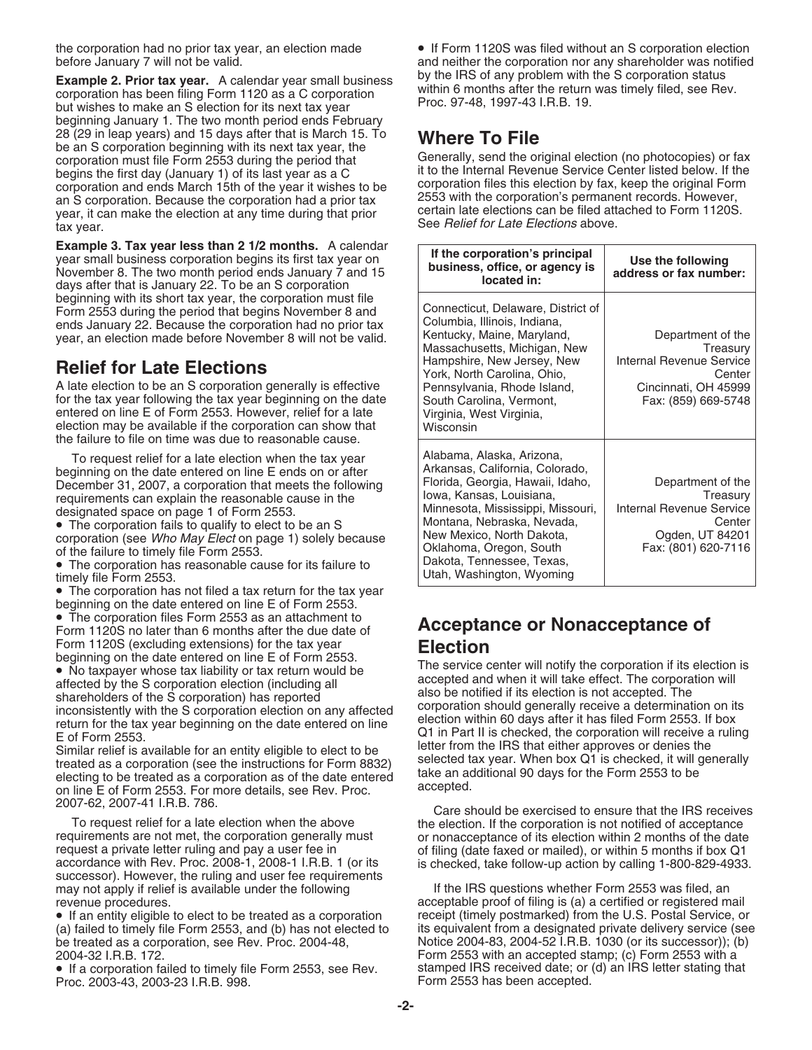the corporation had no prior tax year, an election made before January 7 will not be valid.

**Example 2. Prior tax year.** A calendar year small business corporation has been filing Form 1120 as a C corporation but wishes to make an S election for its next tax year beginning January 1. The two month period ends February 28 (29 in leap years) and 15 days after that is March 15. To be an S corporation beginning with its next tax year, the corporation must file Form 2553 during the period that begins the first day (January 1) of its last year as a C corporation and ends March 15th of the year it wishes to be an S corporation. Because the corporation had a prior tax year, it can make the election at any time during that prior tax year.

**Example 3. Tax year less than 2 1/2 months.** A calendar year small business corporation begins its first tax year on November 8. The two month period ends January 7 and 15 days after that is January 22. To be an S corporation beginning with its short tax year, the corporation must file Form 2553 during the period that begins November 8 and ends January 22. Because the corporation had no prior tax year, an election made before November 8 will not be valid.

## Relief for Late Elections

A late election to be an S corporation generally is effective for the tax year following the tax year beginning on the date entered on line E of Form 2553. However, relief for a late election may be available if the corporation can show that the failure to file on time was due to reasonable cause.

To request relief for a late election when the tax year beginning on the date entered on line E ends on or after December 31, 2007, a corporation that meets the following requirements can explain the reasonable cause in the designated space on page 1 of Form 2553.

- The corporation fails to qualify to elect to be an S corporation (see *Who May Elect* on page 1) solely because of the failure to timely file Form 2553.
- The corporation has reasonable cause for its failure to timely file Form 2553.
- The corporation has not filed a tax return for the tax year beginning on the date entered on line E of Form 2553.
- The corporation files Form 2553 as an attachment to Form 1120S no later than 6 months after the due date of Form 1120S (excluding extensions) for the tax year beginning on the date entered on line E of Form 2553.
- No taxpayer whose tax liability or tax return would be affected by the S corporation election (including all shareholders of the S corporation) has reported inconsistently with the S corporation election on any affected return for the tax year beginning on the date entered on line E of Form 2553.

Similar relief is available for an entity eligible to elect to be treated as a corporation (see the instructions for Form 8832) electing to be treated as a corporation as of the date entered on line E of Form 2553. For more details, see Rev. Proc. 2007-62, 2007-41 I.R.B. 786.

To request relief for a late election when the above requirements are not met, the corporation generally must request a private letter ruling and pay a user fee in accordance with Rev. Proc. 2008-1, 2008-1 I.R.B. 1 (or its successor). However, the ruling and user fee requirements may not apply if relief is available under the following revenue procedures.

- If an entity eligible to elect to be treated as a corporation (a) failed to timely file Form 2553, and (b) has not elected to be treated as a corporation, see Rev. Proc. 2004-48, 2004-32 I.R.B. 172.
- If a corporation failed to timely file Form 2553, see Rev. Proc. 2003-43, 2003-23 I.R.B. 998.
- If Form 1120S was filed without an S corporation election and neither the corporation nor any shareholder was notified by the IRS of any problem with the S corporation status within 6 months after the return was timely filed, see Rev. Proc. 97-48, 1997-43 I.R.B. 19.

## Where To File

Generally, send the original election (no photocopies) or fax it to the Internal Revenue Service Center listed below. If the corporation files this election by fax, keep the original Form 2553 with the corporation's permanent records. However, certain late elections can be filed attached to Form 1120S. See *Relief for Late Elections* above.

| If the corporation's principal business, office, or agency is located in: | Use the following address or fax number: |
|---|---|
| Connecticut, Delaware, District of Columbia, Illinois, Indiana, Kentucky, Maine, Maryland, Massachusetts, Michigan, New Hampshire, New Jersey, New York, North Carolina, Ohio, Pennsylvania, Rhode Island, South Carolina, Vermont, Virginia, West Virginia, Wisconsin | Department of the Treasury Internal Revenue Service Center Cincinnati, OH 45999 Fax: (859) 669-5748 |
| Alabama, Alaska, Arizona, Arkansas, California, Colorado, Florida, Georgia, Hawaii, Idaho, Iowa, Kansas, Louisiana, Minnesota, Mississippi, Missouri, Montana, Nebraska, Nevada, New Mexico, North Dakota, Oklahoma, Oregon, South Dakota, Tennessee, Texas, Utah, Washington, Wyoming | Department of the Treasury Internal Revenue Service Center Ogden, UT 84201 Fax: (801) 620-7116 |

## Acceptance or Nonacceptance of Election

The service center will notify the corporation if its election is accepted and when it will take effect. The corporation will also be notified if its election is not accepted. The corporation should generally receive a determination on its election within 60 days after it has filed Form 2553. If box Q1 in Part II is checked, the corporation will receive a ruling letter from the IRS that either approves or denies the selected tax year. When box Q1 is checked, it will generally take an additional 90 days for the Form 2553 to be accepted.

Care should be exercised to ensure that the IRS receives the election. If the corporation is not notified of acceptance or nonacceptance of its election within 2 months of the date of filing (date faxed or mailed), or within 5 months if box Q1 is checked, take follow-up action by calling 1-800-829-4933.

If the IRS questions whether Form 2553 was filed, an acceptable proof of filing is (a) a certified or registered mail receipt (timely postmarked) from the U.S. Postal Service, or its equivalent from a designated private delivery service (see Notice 2004-83, 2004-52 I.R.B. 1030 (or its successor)); (b) Form 2553 with an accepted stamp; (c) Form 2553 with a stamped IRS received date; or (d) an IRS letter stating that Form 2553 has been accepted.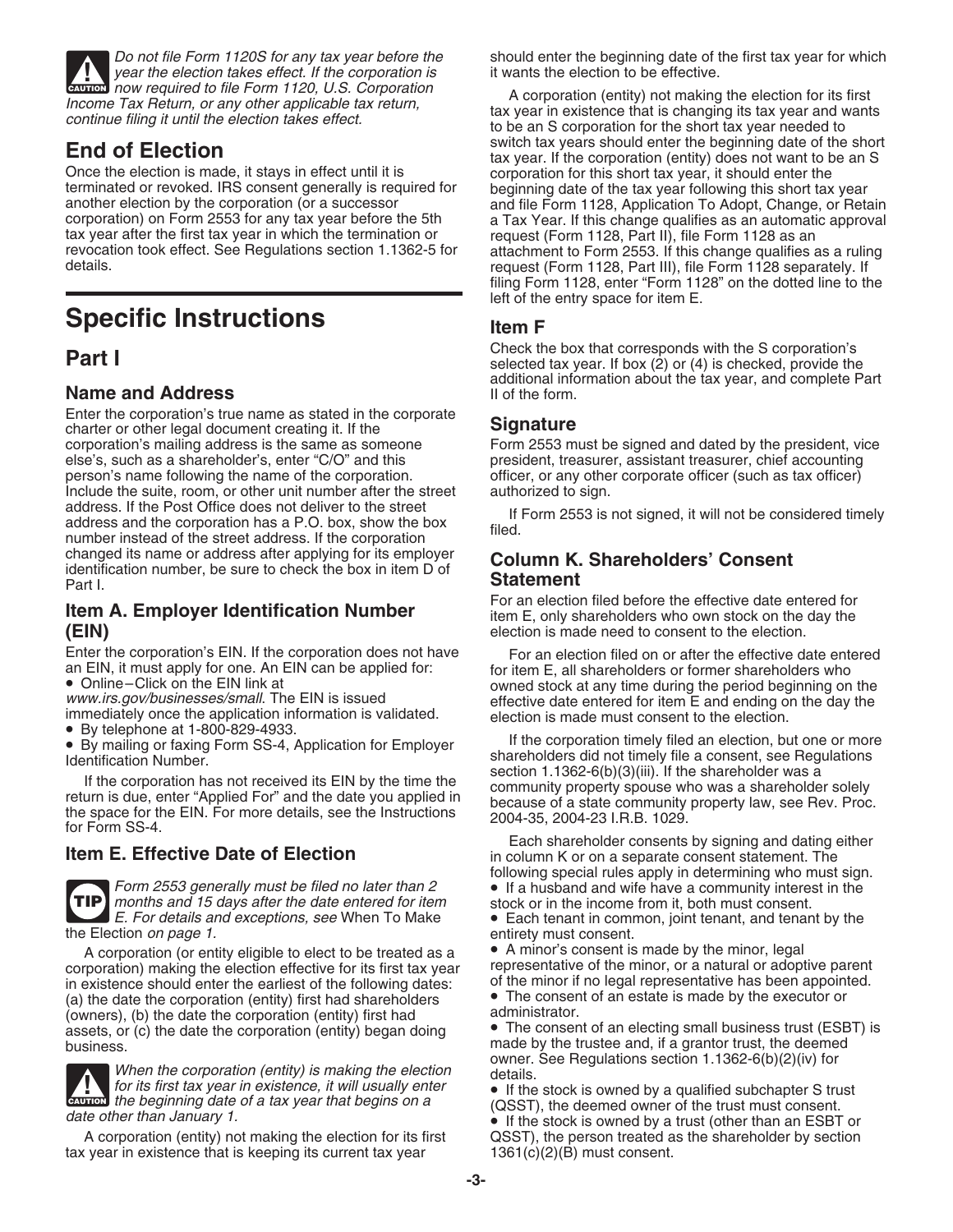*Do not file Form 1120S for any tax year before the year the election takes effect. If the corporation is now required to file Form 1120, U.S. Corporation Income Tax Return, or any other applicable tax return, continue filing it until the election takes effect.*

## End of Election

Once the election is made, it stays in effect until it is terminated or revoked. IRS consent generally is required for another election by the corporation (or a successor corporation) on Form 2553 for any tax year before the 5th tax year after the first tax year in which the termination or revocation took effect. See Regulations section 1.1362-5 for details.

# Specific Instructions

## Part I

### Name and Address

Enter the corporation's true name as stated in the corporate charter or other legal document creating it. If the corporation's mailing address is the same as someone else's, such as a shareholder's, enter "C/O" and this person's name following the name of the corporation. Include the suite, room, or other unit number after the street address. If the Post Office does not deliver to the street address and the corporation has a P.O. box, show the box number instead of the street address. If the corporation changed its name or address after applying for its employer identification number, be sure to check the box in item D of Part I.

### Item A. Employer Identification Number (EIN)

Enter the corporation's EIN. If the corporation does not have an EIN, it must apply for one. An EIN can be applied for:

- Online–Click on the EIN link at *www.irs.gov/businesses/small*. The EIN is issued immediately once the application information is validated.
- By telephone at 1-800-829-4933.
- By mailing or faxing Form SS-4, Application for Employer Identification Number.

If the corporation has not received its EIN by the time the return is due, enter "Applied For" and the date you applied in the space for the EIN. For more details, see the Instructions for Form SS-4.

### Item E. Effective Date of Election

*Form 2553 generally must be filed no later than 2 months and 15 days after the date entered for item E. For details and exceptions, see* When To Make the Election *on page 1.*

A corporation (or entity eligible to elect to be treated as a corporation) making the election effective for its first tax year in existence should enter the earliest of the following dates: (a) the date the corporation (entity) first had shareholders (owners), (b) the date the corporation (entity) first had assets, or (c) the date the corporation (entity) began doing business.

*When the corporation (entity) is making the election for its first tax year in existence, it will usually enter the beginning date of a tax year that begins on a date other than January 1.*

A corporation (entity) not making the election for its first tax year in existence that is keeping its current tax year should enter the beginning date of the first tax year for which it wants the election to be effective.

A corporation (entity) not making the election for its first tax year in existence that is changing its tax year and wants to be an S corporation for the short tax year needed to switch tax years should enter the beginning date of the short tax year. If the corporation (entity) does not want to be an S corporation for this short tax year, it should enter the beginning date of the tax year following this short tax year and file Form 1128, Application To Adopt, Change, or Retain a Tax Year. If this change qualifies as an automatic approval request (Form 1128, Part II), file Form 1128 as an attachment to Form 2553. If this change qualifies as a ruling request (Form 1128, Part III), file Form 1128 separately. If filing Form 1128, enter "Form 1128" on the dotted line to the left of the entry space for item E.

### Item F

Check the box that corresponds with the S corporation's selected tax year. If box (2) or (4) is checked, provide the additional information about the tax year, and complete Part II of the form.

### Signature

Form 2553 must be signed and dated by the president, vice president, treasurer, assistant treasurer, chief accounting officer, or any other corporate officer (such as tax officer) authorized to sign.

If Form 2553 is not signed, it will not be considered timely filed.

### Column K. Shareholders' Consent Statement

For an election filed before the effective date entered for item E, only shareholders who own stock on the day the election is made need to consent to the election.

For an election filed on or after the effective date entered for item E, all shareholders or former shareholders who owned stock at any time during the period beginning on the effective date entered for item E and ending on the day the election is made must consent to the election.

If the corporation timely filed an election, but one or more shareholders did not timely file a consent, see Regulations section 1.1362-6(b)(3)(iii). If the shareholder was a community property spouse who was a shareholder solely because of a state community property law, see Rev. Proc. 2004-35, 2004-23 I.R.B. 1029.

Each shareholder consents by signing and dating either in column K or on a separate consent statement. The following special rules apply in determining who must sign.

- If a husband and wife have a community interest in the stock or in the income from it, both must consent.
- Each tenant in common, joint tenant, and tenant by the entirety must consent.
- A minor's consent is made by the minor, legal representative of the minor, or a natural or adoptive parent of the minor if no legal representative has been appointed.
- The consent of an estate is made by the executor or administrator.
- The consent of an electing small business trust (ESBT) is made by the trustee and, if a grantor trust, the deemed owner. See Regulations section 1.1362-6(b)(2)(iv) for details.
- If the stock is owned by a qualified subchapter S trust (QSST), the deemed owner of the trust must consent.
- If the stock is owned by a trust (other than an ESBT or QSST), the person treated as the shareholder by section 1361(c)(2)(B) must consent.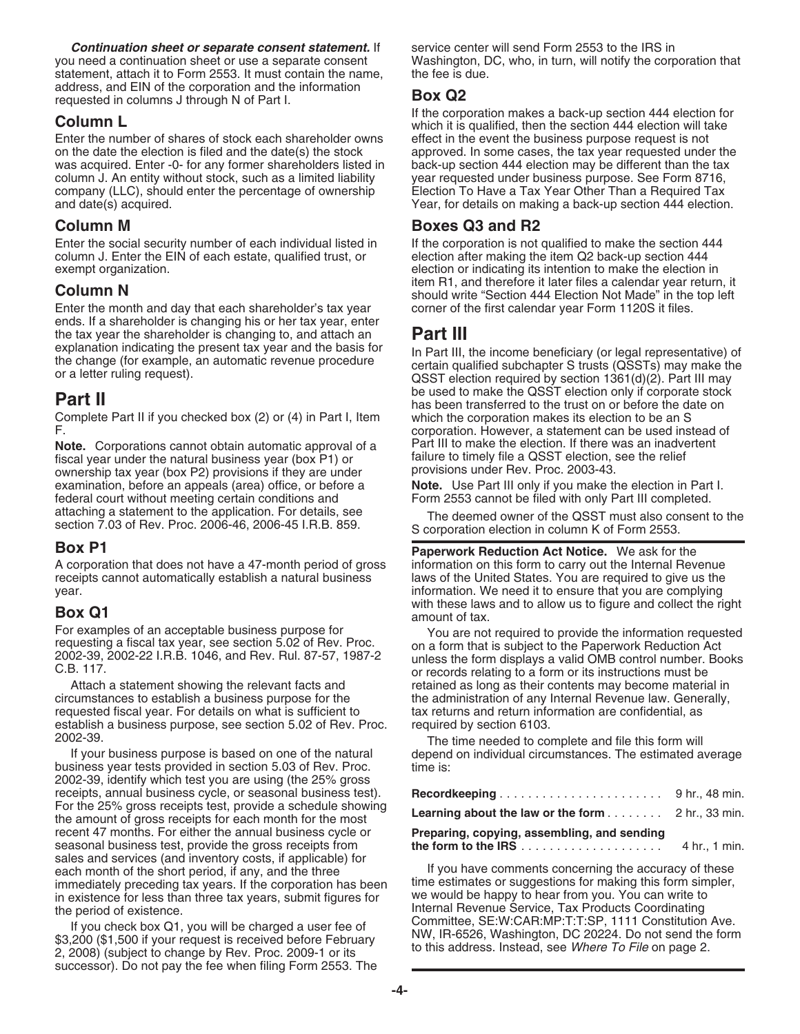***Continuation sheet or separate consent statement.*** If you need a continuation sheet or use a separate consent statement, attach it to Form 2553. It must contain the name, address, and EIN of the corporation and the information requested in columns J through N of Part I.

### Column L

Enter the number of shares of stock each shareholder owns on the date the election is filed and the date(s) the stock was acquired. Enter -0- for any former shareholders listed in column J. An entity without stock, such as a limited liability company (LLC), should enter the percentage of ownership and date(s) acquired.

### Column M

Enter the social security number of each individual listed in column J. Enter the EIN of each estate, qualified trust, or exempt organization.

### Column N

Enter the month and day that each shareholder's tax year ends. If a shareholder is changing his or her tax year, enter the tax year the shareholder is changing to, and attach an explanation indicating the present tax year and the basis for the change (for example, an automatic revenue procedure or a letter ruling request).

## Part II

Complete Part II if you checked box (2) or (4) in Part I, Item F.

**Note.** Corporations cannot obtain automatic approval of a fiscal year under the natural business year (box P1) or ownership tax year (box P2) provisions if they are under examination, before an appeals (area) office, or before a federal court without meeting certain conditions and attaching a statement to the application. For details, see section 7.03 of Rev. Proc. 2006-46, 2006-45 I.R.B. 859.

### Box P1

A corporation that does not have a 47-month period of gross receipts cannot automatically establish a natural business year.

### Box Q1

For examples of an acceptable business purpose for requesting a fiscal tax year, see section 5.02 of Rev. Proc. 2002-39, 2002-22 I.R.B. 1046, and Rev. Rul. 87-57, 1987-2 C.B. 117.

Attach a statement showing the relevant facts and circumstances to establish a business purpose for the requested fiscal year. For details on what is sufficient to establish a business purpose, see section 5.02 of Rev. Proc. 2002-39.

If your business purpose is based on one of the natural business year tests provided in section 5.03 of Rev. Proc. 2002-39, identify which test you are using (the 25% gross receipts, annual business cycle, or seasonal business test). For the 25% gross receipts test, provide a schedule showing the amount of gross receipts for each month for the most recent 47 months. For either the annual business cycle or seasonal business test, provide the gross receipts from sales and services (and inventory costs, if applicable) for each month of the short period, if any, and the three immediately preceding tax years. If the corporation has been in existence for less than three tax years, submit figures for the period of existence.

If you check box Q1, you will be charged a user fee of $3,200 ($1,500 if your request is received before February 2, 2008) (subject to change by Rev. Proc. 2009-1 or its successor). Do not pay the fee when filing Form 2553. The service center will send Form 2553 to the IRS in Washington, DC, who, in turn, will notify the corporation that the fee is due.

### Box Q2

If the corporation makes a back-up section 444 election for which it is qualified, then the section 444 election will take effect in the event the business purpose request is not approved. In some cases, the tax year requested under the back-up section 444 election may be different than the tax year requested under business purpose. See Form 8716, Election To Have a Tax Year Other Than a Required Tax Year, for details on making a back-up section 444 election.

### Boxes Q3 and R2

If the corporation is not qualified to make the section 444 election after making the item Q2 back-up section 444 election or indicating its intention to make the election in item R1, and therefore it later files a calendar year return, it should write "Section 444 Election Not Made" in the top left corner of the first calendar year Form 1120S it files.

## Part III

In Part III, the income beneficiary (or legal representative) of certain qualified subchapter S trusts (QSSTs) may make the QSST election required by section 1361(d)(2). Part III may be used to make the QSST election only if corporate stock has been transferred to the trust on or before the date on which the corporation makes its election to be an S corporation. However, a statement can be used instead of Part III to make the election. If there was an inadvertent failure to timely file a QSST election, see the relief provisions under Rev. Proc. 2003-43.

**Note.** Use Part III only if you make the election in Part I. Form 2553 cannot be filed with only Part III completed.

The deemed owner of the QSST must also consent to the S corporation election in column K of Form 2553.

**Paperwork Reduction Act Notice.** We ask for the information on this form to carry out the Internal Revenue laws of the United States. You are required to give us the information. We need it to ensure that you are complying with these laws and to allow us to figure and collect the right amount of tax.

You are not required to provide the information requested on a form that is subject to the Paperwork Reduction Act unless the form displays a valid OMB control number. Books or records relating to a form or its instructions must be retained as long as their contents may become material in the administration of any Internal Revenue law. Generally, tax returns and return information are confidential, as required by section 6103.

The time needed to complete and file this form will depend on individual circumstances. The estimated average time is:

| | |
|---|---|
| **Recordkeeping** | 9 hr., 48 min. |
| **Learning about the law or the form** | 2 hr., 33 min. |
| **Preparing, copying, assembling, and sending the form to the IRS** | 4 hr., 1 min. |

If you have comments concerning the accuracy of these time estimates or suggestions for making this form simpler, we would be happy to hear from you. You can write to Internal Revenue Service, Tax Products Coordinating Committee, SE:W:CAR:MP:T:T:SP, 1111 Constitution Ave. NW, IR-6526, Washington, DC 20224. Do not send the form to this address. Instead, see *Where To File* on page 2.